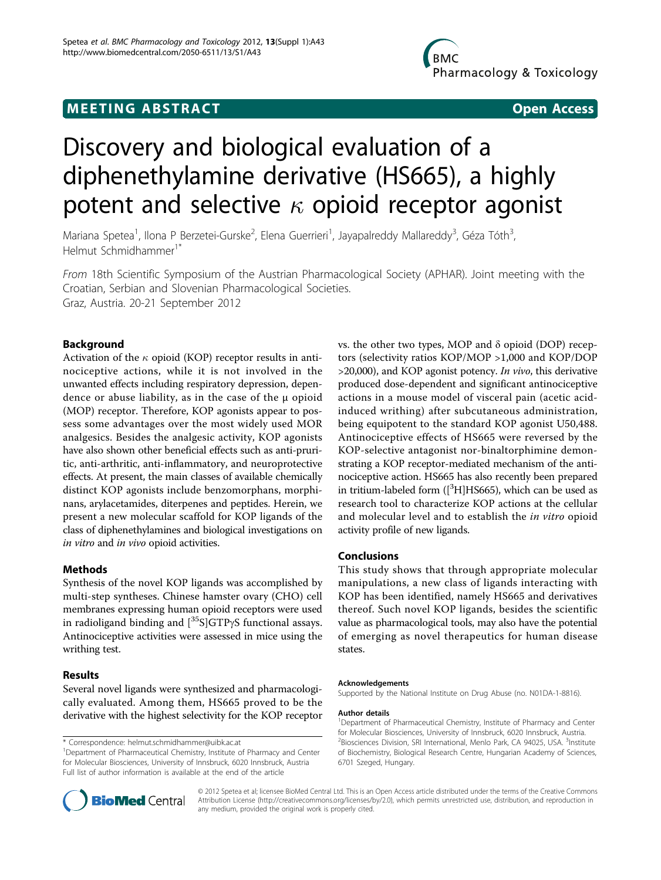MEETING ABSTRACT

Open Access

# Discovery and biological evaluation of a diphenethylamine derivative (HS665), a highly potent and selective $\kappa$ opioid receptor agonist

Mariana Spetea[1], Ilona P Berzetei-Gurske[2], Elena Guerrieri[1], Jayapalreddy Mallareddy[3], Géza Tóth[3], Helmut Schmidhammer[1*]

*From* 18th Scientific Symposium of the Austrian Pharmacological Society (APHAR). Joint meeting with the Croatian, Serbian and Slovenian Pharmacological Societies.
Graz, Austria. 20-21 September 2012

## Background

Activation of the $\kappa$ opioid (KOP) receptor results in antinociceptive actions, while it is not involved in the unwanted effects including respiratory depression, dependence or abuse liability, as in the case of the μ opioid (MOP) receptor. Therefore, KOP agonists appear to possess some advantages over the most widely used MOR analgesics. Besides the analgesic activity, KOP agonists have also shown other beneficial effects such as anti-pruritic, anti-arthritic, anti-inflammatory, and neuroprotective effects. At present, the main classes of available chemically distinct KOP agonists include benzomorphans, morphinans, arylacetamides, diterpenes and peptides. Herein, we present a new molecular scaffold for KOP ligands of the class of diphenethylamines and biological investigations on *in vitro* and *in vivo* opioid activities.

## Methods

Synthesis of the novel KOP ligands was accomplished by multi-step syntheses. Chinese hamster ovary (CHO) cell membranes expressing human opioid receptors were used in radioligand binding and [$^{35}$S]GTPγS functional assays. Antinociceptive activities were assessed in mice using the writhing test.

## Results

Several novel ligands were synthesized and pharmacologically evaluated. Among them, HS665 proved to be the derivative with the highest selectivity for the KOP receptor vs. the other two types, MOP and δ opioid (DOP) receptors (selectivity ratios KOP/MOP >1,000 and KOP/DOP >20,000), and KOP agonist potency. *In vivo*, this derivative produced dose-dependent and significant antinociceptive actions in a mouse model of visceral pain (acetic acid-induced writhing) after subcutaneous administration, being equipotent to the standard KOP agonist U50,488. Antinociceptive effects of HS665 were reversed by the KOP-selective antagonist nor-binaltorphimine demonstrating a KOP receptor-mediated mechanism of the antinociceptive action. HS665 has also recently been prepared in tritium-labeled form ([$^{3}$H]HS665), which can be used as research tool to characterize KOP actions at the cellular and molecular level and to establish the *in vitro* opioid activity profile of new ligands.

## Conclusions

This study shows that through appropriate molecular manipulations, a new class of ligands interacting with KOP has been identified, namely HS665 and derivatives thereof. Such novel KOP ligands, besides the scientific value as pharmacological tools, may also have the potential of emerging as novel therapeutics for human disease states.

#### Acknowledgements

Supported by the National Institute on Drug Abuse (no. N01DA-1-8816).

#### Author details

[1]Department of Pharmaceutical Chemistry, Institute of Pharmacy and Center for Molecular Biosciences, University of Innsbruck, 6020 Innsbruck, Austria. [2]Biosciences Division, SRI International, Menlo Park, CA 94025, USA. [3]Institute of Biochemistry, Biological Research Centre, Hungarian Academy of Sciences, 6701 Szeged, Hungary.

\* Correspondence: helmut.schmidhammer@uibk.ac.at
[1]Department of Pharmaceutical Chemistry, Institute of Pharmacy and Center for Molecular Biosciences, University of Innsbruck, 6020 Innsbruck, Austria
Full list of author information is available at the end of the article

© 2012 Spetea et al; licensee BioMed Central Ltd. This is an Open Access article distributed under the terms of the Creative Commons Attribution License (http://creativecommons.org/licenses/by/2.0), which permits unrestricted use, distribution, and reproduction in any medium, provided the original work is properly cited.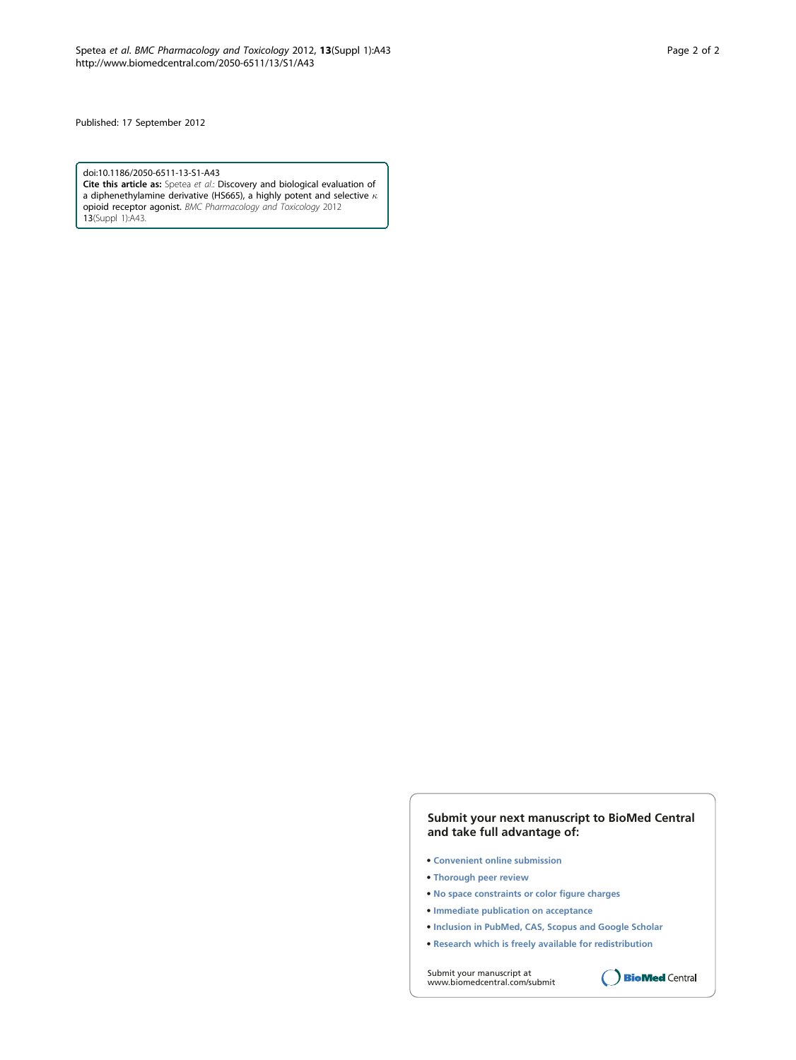Published: 17 September 2012

doi:10.1186/2050-6511-13-S1-A43
**Cite this article as:** Spetea *et al.*: Discovery and biological evaluation of a diphenethylamine derivative (HS665), a highly potent and selective κ opioid receptor agonist. *BMC Pharmacology and Toxicology* 2012 **13**(Suppl 1):A43.

**Submit your next manuscript to BioMed Central and take full advantage of:**

- **Convenient online submission**
- **Thorough peer review**
- **No space constraints or color figure charges**
- **Immediate publication on acceptance**
- **Inclusion in PubMed, CAS, Scopus and Google Scholar**
- **Research which is freely available for redistribution**

Submit your manuscript at
www.biomedcentral.com/submit

BioMed Central